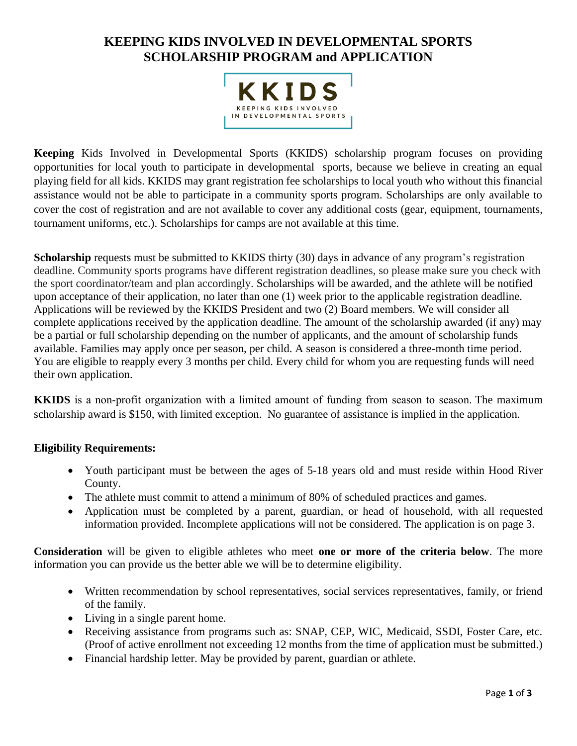# KEEPING KIDS INVOLVED IN DEVELOPMENTAL SPORTS SCHOLARSHIP PROGRAM and APPLICATION

KKIDS
KEEPING KIDS INVOLVED IN DEVELOPMENTAL SPORTS

**Keeping** Kids Involved in Developmental Sports (KKIDS) scholarship program focuses on providing opportunities for local youth to participate in developmental sports, because we believe in creating an equal playing field for all kids. KKIDS may grant registration fee scholarships to local youth who without this financial assistance would not be able to participate in a community sports program. Scholarships are only available to cover the cost of registration and are not available to cover any additional costs (gear, equipment, tournaments, tournament uniforms, etc.). Scholarships for camps are not available at this time.

**Scholarship** requests must be submitted to KKIDS thirty (30) days in advance of any program's registration deadline. Community sports programs have different registration deadlines, so please make sure you check with the sport coordinator/team and plan accordingly. Scholarships will be awarded, and the athlete will be notified upon acceptance of their application, no later than one (1) week prior to the applicable registration deadline. Applications will be reviewed by the KKIDS President and two (2) Board members. We will consider all complete applications received by the application deadline. The amount of the scholarship awarded (if any) may be a partial or full scholarship depending on the number of applicants, and the amount of scholarship funds available. Families may apply once per season, per child. A season is considered a three-month time period. You are eligible to reapply every 3 months per child. Every child for whom you are requesting funds will need their own application.

**KKIDS** is a non-profit organization with a limited amount of funding from season to season. The maximum scholarship award is $150, with limited exception. No guarantee of assistance is implied in the application.

**Eligibility Requirements:**

- Youth participant must be between the ages of 5-18 years old and must reside within Hood River County.
- The athlete must commit to attend a minimum of 80% of scheduled practices and games.
- Application must be completed by a parent, guardian, or head of household, with all requested information provided. Incomplete applications will not be considered. The application is on page 3.

**Consideration** will be given to eligible athletes who meet **one or more of the criteria below**. The more information you can provide us the better able we will be to determine eligibility.

- Written recommendation by school representatives, social services representatives, family, or friend of the family.
- Living in a single parent home.
- Receiving assistance from programs such as: SNAP, CEP, WIC, Medicaid, SSDI, Foster Care, etc. (Proof of active enrollment not exceeding 12 months from the time of application must be submitted.)
- Financial hardship letter. May be provided by parent, guardian or athlete.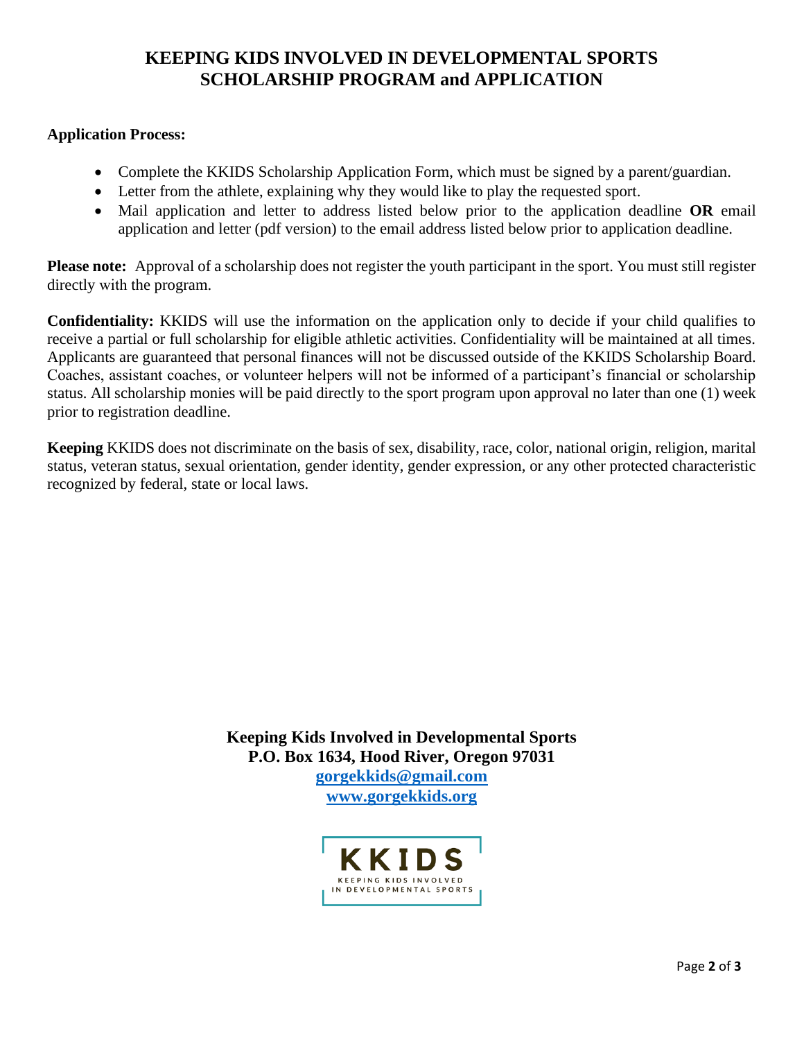# KEEPING KIDS INVOLVED IN DEVELOPMENTAL SPORTS SCHOLARSHIP PROGRAM and APPLICATION

**Application Process:**

- Complete the KKIDS Scholarship Application Form, which must be signed by a parent/guardian.
- Letter from the athlete, explaining why they would like to play the requested sport.
- Mail application and letter to address listed below prior to the application deadline **OR** email application and letter (pdf version) to the email address listed below prior to application deadline.

**Please note:** Approval of a scholarship does not register the youth participant in the sport. You must still register directly with the program.

**Confidentiality:** KKIDS will use the information on the application only to decide if your child qualifies to receive a partial or full scholarship for eligible athletic activities. Confidentiality will be maintained at all times. Applicants are guaranteed that personal finances will not be discussed outside of the KKIDS Scholarship Board. Coaches, assistant coaches, or volunteer helpers will not be informed of a participant's financial or scholarship status. All scholarship monies will be paid directly to the sport program upon approval no later than one (1) week prior to registration deadline.

**Keeping** KKIDS does not discriminate on the basis of sex, disability, race, color, national origin, religion, marital status, veteran status, sexual orientation, gender identity, gender expression, or any other protected characteristic recognized by federal, state or local laws.

**Keeping Kids Involved in Developmental Sports**
**P.O. Box 1634, Hood River, Oregon 97031**
**gorgekkids@gmail.com**
**www.gorgekkids.org**

KKIDS
KEEPING KIDS INVOLVED IN DEVELOPMENTAL SPORTS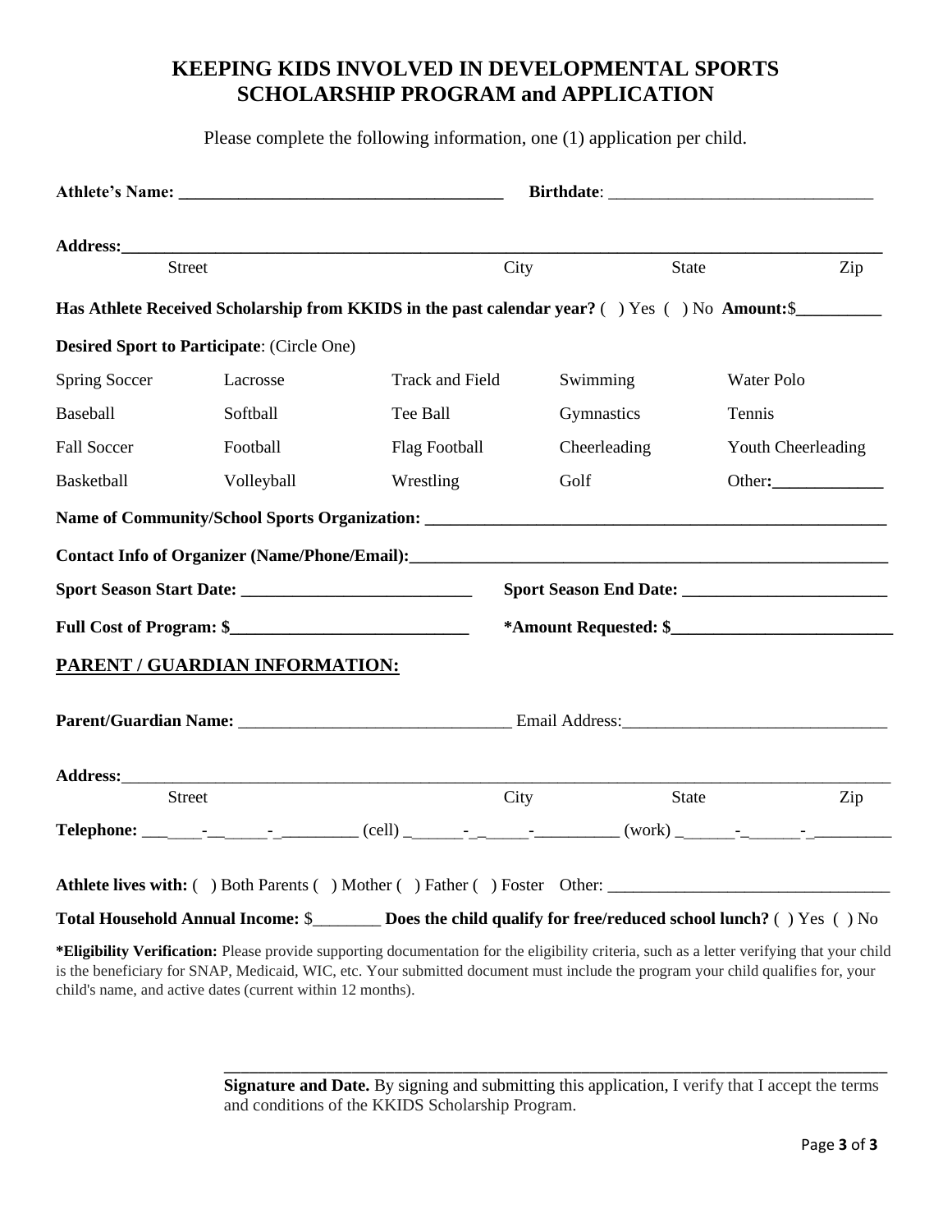# KEEPING KIDS INVOLVED IN DEVELOPMENTAL SPORTS SCHOLARSHIP PROGRAM and APPLICATION

Please complete the following information, one (1) application per child.

**Athlete's Name: ______________________________________** **Birthdate**: ______________________________

**Address:**_______________________________________________________________________________

Street City State Zip

**Has Athlete Received Scholarship from KKIDS in the past calendar year?** ( ) Yes ( ) No **Amount:**$__________

**Desired Sport to Participate**: (Circle One)

| | | | | |
|---|---|---|---|---|
| Spring Soccer | Lacrosse | Track and Field | Swimming | Water Polo |
| Baseball | Softball | Tee Ball | Gymnastics | Tennis |
| Fall Soccer | Football | Flag Football | Cheerleading | Youth Cheerleading |
| Basketball | Volleyball | Wrestling | Golf | Other:_____________ |

**Name of Community/School Sports Organization: _______________________________________________________**

**Contact Info of Organizer (Name/Phone/Email):_________________________________________________________**

**Sport Season Start Date: ___________________________** **Sport Season End Date: ________________________**

**Full Cost of Program: $____________________________** **\*Amount Requested: $__________________________**

## PARENT / GUARDIAN INFORMATION:

**Parent/Guardian Name:** _______________________________ Email Address:______________________________

**Address:**_______________________________________________________________________________

Street City State Zip

**Telephone:** ___-___-_________ (cell) ______-______-__________ (work) ______-______-__________

**Athlete lives with:** ( ) Both Parents ( ) Mother ( ) Father ( ) Foster Other: ________________________________

**Total Household Annual Income:** $________ **Does the child qualify for free/reduced school lunch?** ( ) Yes ( ) No

**\*Eligibility Verification:** Please provide supporting documentation for the eligibility criteria, such as a letter verifying that your child is the beneficiary for SNAP, Medicaid, WIC, etc. Your submitted document must include the program your child qualifies for, your child's name, and active dates (current within 12 months).

_______________________________________________________________________________

**Signature and Date.** By signing and submitting this application, I verify that I accept the terms and conditions of the KKIDS Scholarship Program.